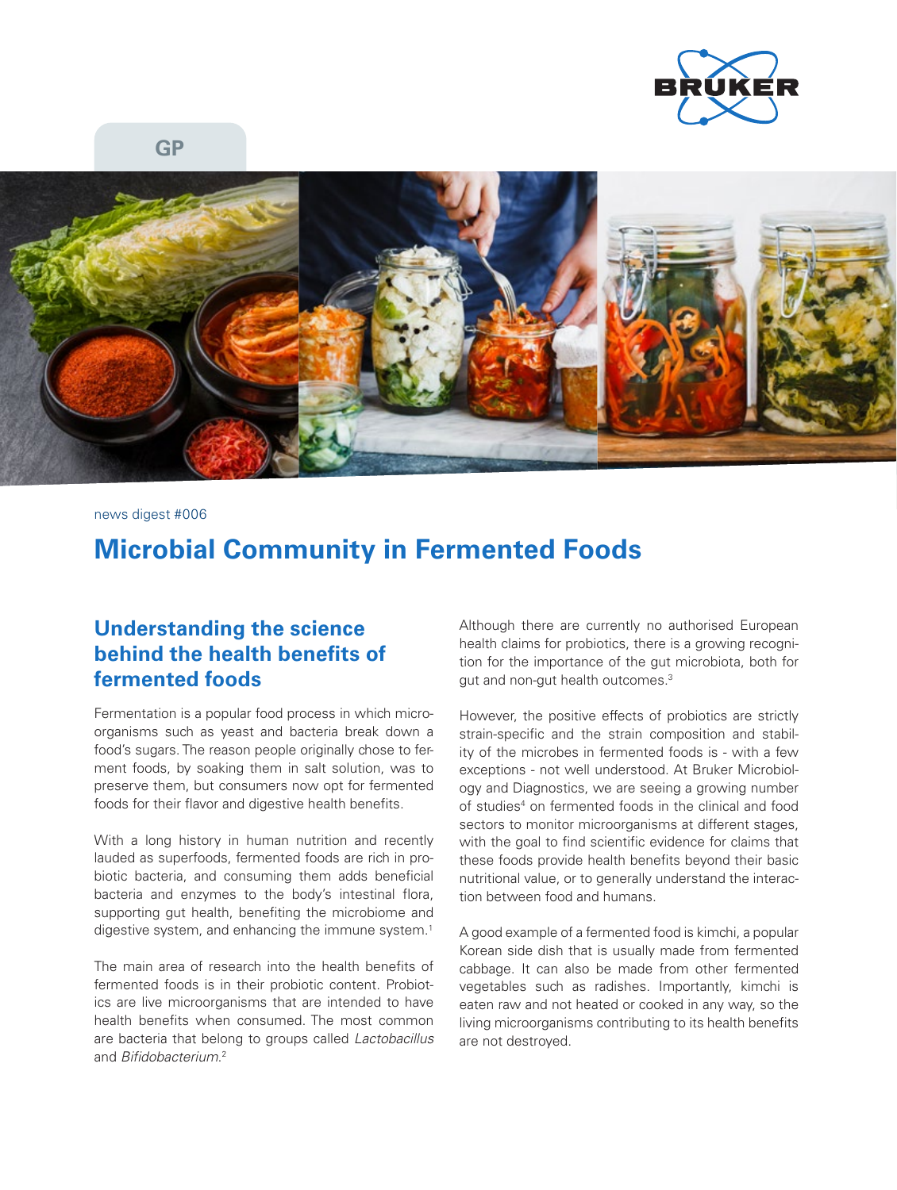GP

news digest #006

# Microbial Community in Fermented Foods

## Understanding the science behind the health benefits of fermented foods

Fermentation is a popular food process in which microorganisms such as yeast and bacteria break down a food's sugars. The reason people originally chose to ferment foods, by soaking them in salt solution, was to preserve them, but consumers now opt for fermented foods for their flavor and digestive health benefits.

With a long history in human nutrition and recently lauded as superfoods, fermented foods are rich in probiotic bacteria, and consuming them adds beneficial bacteria and enzymes to the body's intestinal flora, supporting gut health, benefiting the microbiome and digestive system, and enhancing the immune system.[1]

The main area of research into the health benefits of fermented foods is in their probiotic content. Probiotics are live microorganisms that are intended to have health benefits when consumed. The most common are bacteria that belong to groups called *Lactobacillus* and *Bifidobacterium*.[2]

Although there are currently no authorised European health claims for probiotics, there is a growing recognition for the importance of the gut microbiota, both for gut and non-gut health outcomes.[3]

However, the positive effects of probiotics are strictly strain-specific and the strain composition and stability of the microbes in fermented foods is - with a few exceptions - not well understood. At Bruker Microbiology and Diagnostics, we are seeing a growing number of studies[4] on fermented foods in the clinical and food sectors to monitor microorganisms at different stages, with the goal to find scientific evidence for claims that these foods provide health benefits beyond their basic nutritional value, or to generally understand the interaction between food and humans.

A good example of a fermented food is kimchi, a popular Korean side dish that is usually made from fermented cabbage. It can also be made from other fermented vegetables such as radishes. Importantly, kimchi is eaten raw and not heated or cooked in any way, so the living microorganisms contributing to its health benefits are not destroyed.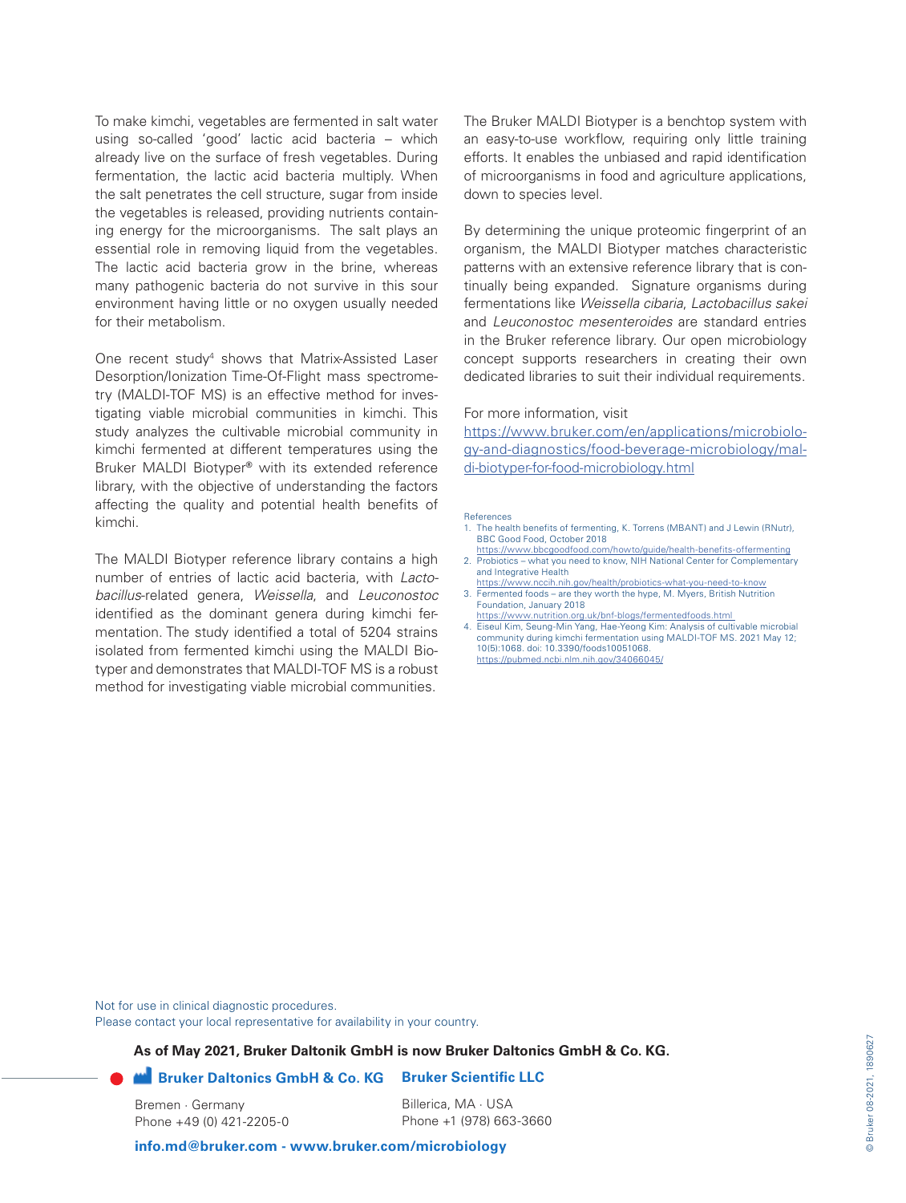To make kimchi, vegetables are fermented in salt water using so-called 'good' lactic acid bacteria – which already live on the surface of fresh vegetables. During fermentation, the lactic acid bacteria multiply. When the salt penetrates the cell structure, sugar from inside the vegetables is released, providing nutrients containing energy for the microorganisms. The salt plays an essential role in removing liquid from the vegetables. The lactic acid bacteria grow in the brine, whereas many pathogenic bacteria do not survive in this sour environment having little or no oxygen usually needed for their metabolism.

One recent study[4] shows that Matrix-Assisted Laser Desorption/Ionization Time-Of-Flight mass spectrometry (MALDI-TOF MS) is an effective method for investigating viable microbial communities in kimchi. This study analyzes the cultivable microbial community in kimchi fermented at different temperatures using the Bruker MALDI Biotyper® with its extended reference library, with the objective of understanding the factors affecting the quality and potential health benefits of kimchi.

The MALDI Biotyper reference library contains a high number of entries of lactic acid bacteria, with *Lactobacillus*-related genera, *Weissella*, and *Leuconostoc* identified as the dominant genera during kimchi fermentation. The study identified a total of 5204 strains isolated from fermented kimchi using the MALDI Biotyper and demonstrates that MALDI-TOF MS is a robust method for investigating viable microbial communities.

The Bruker MALDI Biotyper is a benchtop system with an easy-to-use workflow, requiring only little training efforts. It enables the unbiased and rapid identification of microorganisms in food and agriculture applications, down to species level.

By determining the unique proteomic fingerprint of an organism, the MALDI Biotyper matches characteristic patterns with an extensive reference library that is continually being expanded. Signature organisms during fermentations like *Weissella cibaria*, *Lactobacillus sakei* and *Leuconostoc mesenteroides* are standard entries in the Bruker reference library. Our open microbiology concept supports researchers in creating their own dedicated libraries to suit their individual requirements.

For more information, visit
https://www.bruker.com/en/applications/microbiology-and-diagnostics/food-beverage-microbiology/maldi-biotyper-for-food-microbiology.html

References

1. The health benefits of fermenting, K. Torrens (MBANT) and J Lewin (RNutr), BBC Good Food, October 2018
   https://www.bbcgoodfood.com/howto/guide/health-benefits-offermenting
2. Probiotics – what you need to know, NIH National Center for Complementary and Integrative Health
   https://www.nccih.nih.gov/health/probiotics-what-you-need-to-know
3. Fermented foods – are they worth the hype, M. Myers, British Nutrition Foundation, January 2018
   https://www.nutrition.org.uk/bnf-blogs/fermentedfoods.html
4. Eiseul Kim, Seung-Min Yang, Hae-Yeong Kim: Analysis of cultivable microbial community during kimchi fermentation using MALDI-TOF MS. 2021 May 12; 10(5):1068. doi: 10.3390/foods10051068.
   https://pubmed.ncbi.nlm.nih.gov/34066045/

Not for use in clinical diagnostic procedures.
Please contact your local representative for availability in your country.

**As of May 2021, Bruker Daltonik GmbH is now Bruker Daltonics GmbH & Co. KG.**

**Bruker Daltonics GmbH & Co. KG**

Bremen · Germany
Phone +49 (0) 421-2205-0

**Bruker Scientific LLC**

Billerica, MA · USA
Phone +1 (978) 663-3660

**info.md@bruker.com - www.bruker.com/microbiology**

© Bruker 08-2021, 1890627